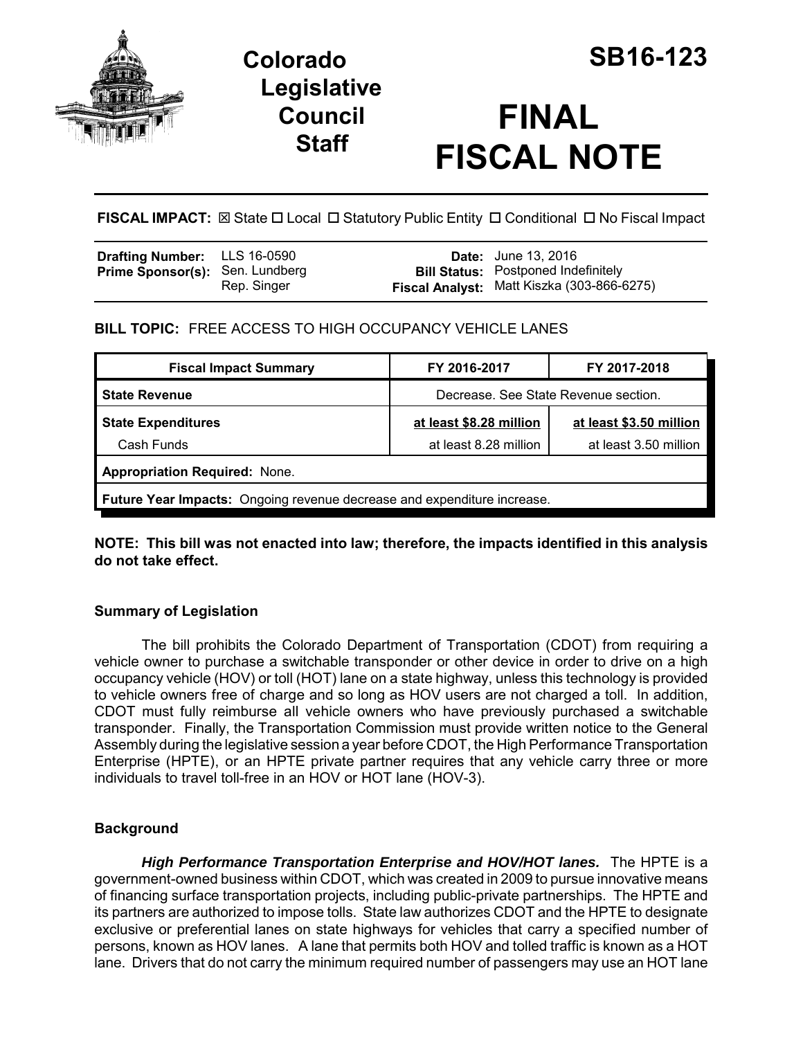# Colorado Legislative Council Staff

# SB16-123

# FINAL FISCAL NOTE

**FISCAL IMPACT:** ☒ State ☐ Local ☐ Statutory Public Entity ☐ Conditional ☐ No Fiscal Impact

| | | | |
|---|---|---|---|
| **Drafting Number:** | LLS 16-0590 | **Date:** | June 13, 2016 |
| **Prime Sponsor(s):** | Sen. Lundberg<br>Rep. Singer | **Bill Status:** | Postponed Indefinitely |
| | | **Fiscal Analyst:** | Matt Kiszka (303-866-6275) |

**BILL TOPIC:** FREE ACCESS TO HIGH OCCUPANCY VEHICLE LANES

| Fiscal Impact Summary | FY 2016-2017 | FY 2017-2018 |
|---|---|---|
| **State Revenue** | Decrease. See State Revenue section. | |
| **State Expenditures** | **at least $8.28 million** | **at least $3.50 million** |
| Cash Funds | at least 8.28 million | at least 3.50 million |
| **Appropriation Required:** None. | | |
| **Future Year Impacts:** Ongoing revenue decrease and expenditure increase. | | |

**NOTE: This bill was not enacted into law; therefore, the impacts identified in this analysis do not take effect.**

### Summary of Legislation

The bill prohibits the Colorado Department of Transportation (CDOT) from requiring a vehicle owner to purchase a switchable transponder or other device in order to drive on a high occupancy vehicle (HOV) or toll (HOT) lane on a state highway, unless this technology is provided to vehicle owners free of charge and so long as HOV users are not charged a toll. In addition, CDOT must fully reimburse all vehicle owners who have previously purchased a switchable transponder. Finally, the Transportation Commission must provide written notice to the General Assembly during the legislative session a year before CDOT, the High Performance Transportation Enterprise (HPTE), or an HPTE private partner requires that any vehicle carry three or more individuals to travel toll-free in an HOV or HOT lane (HOV-3).

### Background

***High Performance Transportation Enterprise and HOV/HOT lanes.*** The HPTE is a government-owned business within CDOT, which was created in 2009 to pursue innovative means of financing surface transportation projects, including public-private partnerships. The HPTE and its partners are authorized to impose tolls. State law authorizes CDOT and the HPTE to designate exclusive or preferential lanes on state highways for vehicles that carry a specified number of persons, known as HOV lanes. A lane that permits both HOV and tolled traffic is known as a HOT lane. Drivers that do not carry the minimum required number of passengers may use an HOT lane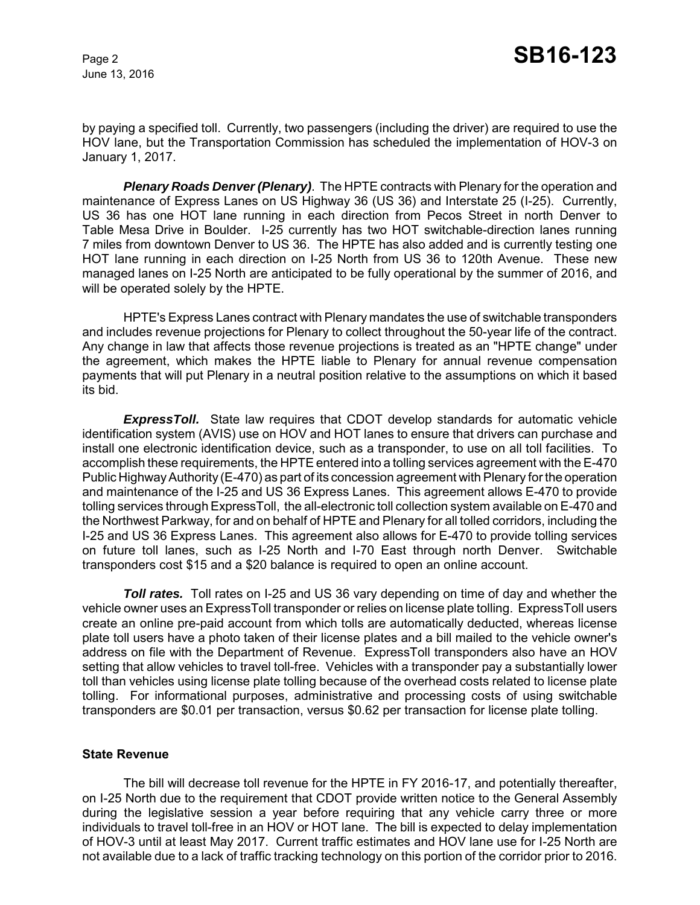by paying a specified toll. Currently, two passengers (including the driver) are required to use the HOV lane, but the Transportation Commission has scheduled the implementation of HOV-3 on January 1, 2017.

***Plenary Roads Denver (Plenary)***. The HPTE contracts with Plenary for the operation and maintenance of Express Lanes on US Highway 36 (US 36) and Interstate 25 (I-25). Currently, US 36 has one HOT lane running in each direction from Pecos Street in north Denver to Table Mesa Drive in Boulder. I-25 currently has two HOT switchable-direction lanes running 7 miles from downtown Denver to US 36. The HPTE has also added and is currently testing one HOT lane running in each direction on I-25 North from US 36 to 120th Avenue. These new managed lanes on I-25 North are anticipated to be fully operational by the summer of 2016, and will be operated solely by the HPTE.

HPTE's Express Lanes contract with Plenary mandates the use of switchable transponders and includes revenue projections for Plenary to collect throughout the 50-year life of the contract. Any change in law that affects those revenue projections is treated as an "HPTE change" under the agreement, which makes the HPTE liable to Plenary for annual revenue compensation payments that will put Plenary in a neutral position relative to the assumptions on which it based its bid.

***ExpressToll.*** State law requires that CDOT develop standards for automatic vehicle identification system (AVIS) use on HOV and HOT lanes to ensure that drivers can purchase and install one electronic identification device, such as a transponder, to use on all toll facilities. To accomplish these requirements, the HPTE entered into a tolling services agreement with the E-470 Public Highway Authority (E-470) as part of its concession agreement with Plenary for the operation and maintenance of the I-25 and US 36 Express Lanes. This agreement allows E-470 to provide tolling services through ExpressToll, the all-electronic toll collection system available on E-470 and the Northwest Parkway, for and on behalf of HPTE and Plenary for all tolled corridors, including the I-25 and US 36 Express Lanes. This agreement also allows for E-470 to provide tolling services on future toll lanes, such as I-25 North and I-70 East through north Denver. Switchable transponders cost $15 and a $20 balance is required to open an online account.

***Toll rates.*** Toll rates on I-25 and US 36 vary depending on time of day and whether the vehicle owner uses an ExpressToll transponder or relies on license plate tolling. ExpressToll users create an online pre-paid account from which tolls are automatically deducted, whereas license plate toll users have a photo taken of their license plates and a bill mailed to the vehicle owner's address on file with the Department of Revenue. ExpressToll transponders also have an HOV setting that allow vehicles to travel toll-free. Vehicles with a transponder pay a substantially lower toll than vehicles using license plate tolling because of the overhead costs related to license plate tolling. For informational purposes, administrative and processing costs of using switchable transponders are $0.01 per transaction, versus $0.62 per transaction for license plate tolling.

## State Revenue

The bill will decrease toll revenue for the HPTE in FY 2016-17, and potentially thereafter, on I-25 North due to the requirement that CDOT provide written notice to the General Assembly during the legislative session a year before requiring that any vehicle carry three or more individuals to travel toll-free in an HOV or HOT lane. The bill is expected to delay implementation of HOV-3 until at least May 2017. Current traffic estimates and HOV lane use for I-25 North are not available due to a lack of traffic tracking technology on this portion of the corridor prior to 2016.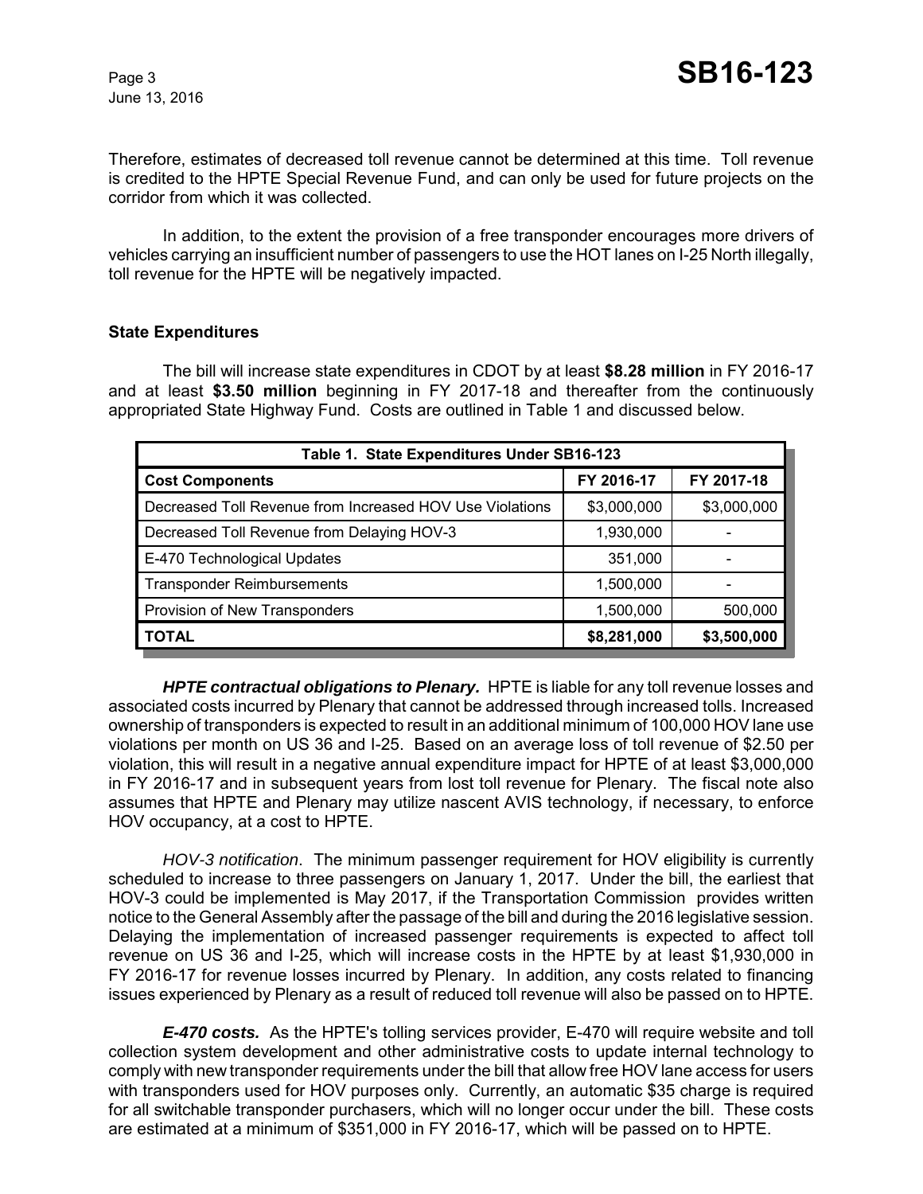Therefore, estimates of decreased toll revenue cannot be determined at this time. Toll revenue is credited to the HPTE Special Revenue Fund, and can only be used for future projects on the corridor from which it was collected.

In addition, to the extent the provision of a free transponder encourages more drivers of vehicles carrying an insufficient number of passengers to use the HOT lanes on I-25 North illegally, toll revenue for the HPTE will be negatively impacted.

**State Expenditures**

The bill will increase state expenditures in CDOT by at least **$8.28 million** in FY 2016-17 and at least **$3.50 million** beginning in FY 2017-18 and thereafter from the continuously appropriated State Highway Fund. Costs are outlined in Table 1 and discussed below.

| Table 1. State Expenditures Under SB16-123 | | |
|---|---|---|
| **Cost Components** | **FY 2016-17** | **FY 2017-18** |
| Decreased Toll Revenue from Increased HOV Use Violations | $3,000,000 | $3,000,000 |
| Decreased Toll Revenue from Delaying HOV-3 | 1,930,000 | - |
| E-470 Technological Updates | 351,000 | - |
| Transponder Reimbursements | 1,500,000 | - |
| Provision of New Transponders | 1,500,000 | 500,000 |
| **TOTAL** | **$8,281,000** | **$3,500,000** |

***HPTE contractual obligations to Plenary.*** HPTE is liable for any toll revenue losses and associated costs incurred by Plenary that cannot be addressed through increased tolls. Increased ownership of transponders is expected to result in an additional minimum of 100,000 HOV lane use violations per month on US 36 and I-25. Based on an average loss of toll revenue of $2.50 per violation, this will result in a negative annual expenditure impact for HPTE of at least $3,000,000 in FY 2016-17 and in subsequent years from lost toll revenue for Plenary. The fiscal note also assumes that HPTE and Plenary may utilize nascent AVIS technology, if necessary, to enforce HOV occupancy, at a cost to HPTE.

*HOV-3 notification*. The minimum passenger requirement for HOV eligibility is currently scheduled to increase to three passengers on January 1, 2017. Under the bill, the earliest that HOV-3 could be implemented is May 2017, if the Transportation Commission provides written notice to the General Assembly after the passage of the bill and during the 2016 legislative session. Delaying the implementation of increased passenger requirements is expected to affect toll revenue on US 36 and I-25, which will increase costs in the HPTE by at least $1,930,000 in FY 2016-17 for revenue losses incurred by Plenary. In addition, any costs related to financing issues experienced by Plenary as a result of reduced toll revenue will also be passed on to HPTE.

***E-470 costs.*** As the HPTE's tolling services provider, E-470 will require website and toll collection system development and other administrative costs to update internal technology to comply with new transponder requirements under the bill that allow free HOV lane access for users with transponders used for HOV purposes only. Currently, an automatic $35 charge is required for all switchable transponder purchasers, which will no longer occur under the bill. These costs are estimated at a minimum of $351,000 in FY 2016-17, which will be passed on to HPTE.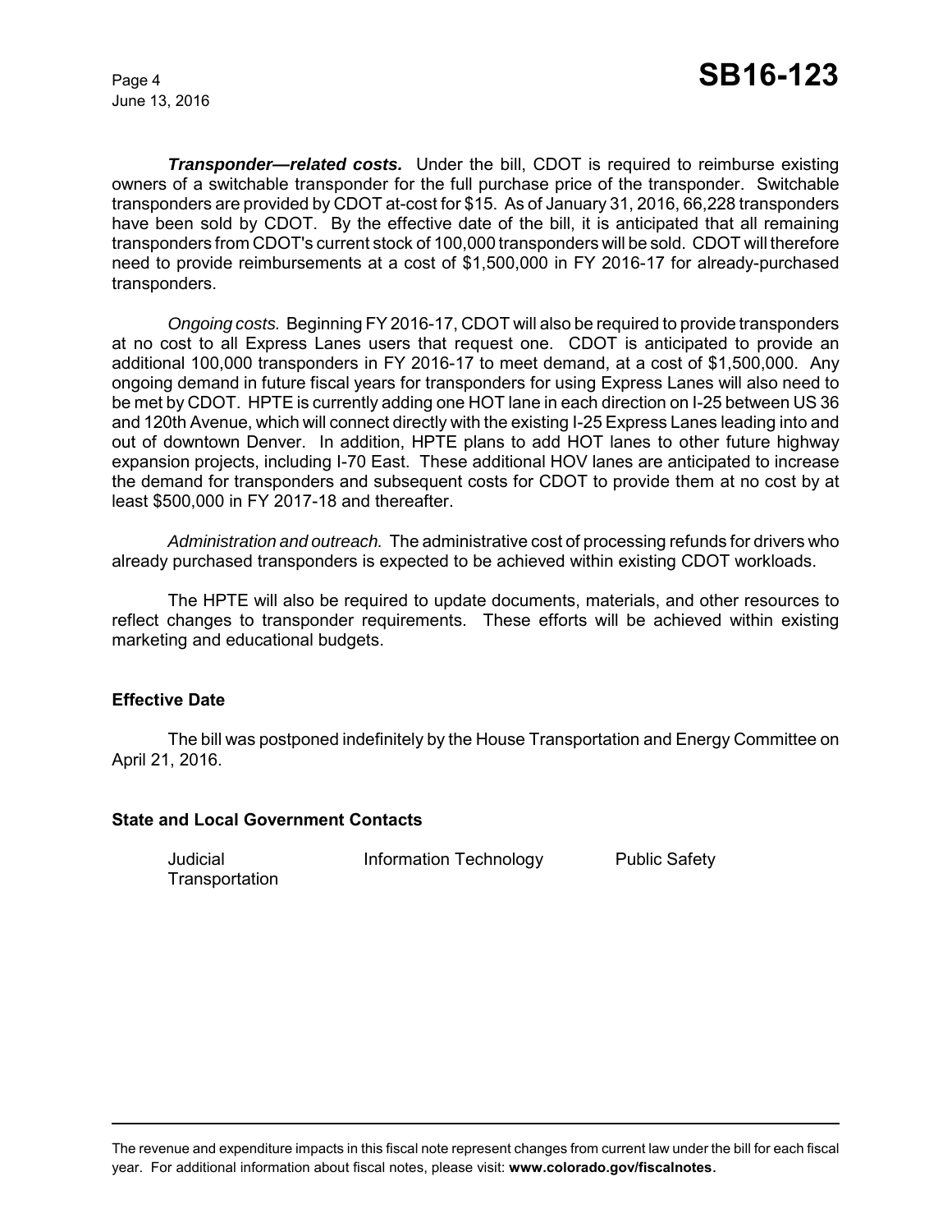***Transponder—related costs.*** Under the bill, CDOT is required to reimburse existing owners of a switchable transponder for the full purchase price of the transponder. Switchable transponders are provided by CDOT at-cost for $15. As of January 31, 2016, 66,228 transponders have been sold by CDOT. By the effective date of the bill, it is anticipated that all remaining transponders from CDOT's current stock of 100,000 transponders will be sold. CDOT will therefore need to provide reimbursements at a cost of $1,500,000 in FY 2016-17 for already-purchased transponders.

*Ongoing costs.* Beginning FY 2016-17, CDOT will also be required to provide transponders at no cost to all Express Lanes users that request one. CDOT is anticipated to provide an additional 100,000 transponders in FY 2016-17 to meet demand, at a cost of $1,500,000. Any ongoing demand in future fiscal years for transponders for using Express Lanes will also need to be met by CDOT. HPTE is currently adding one HOT lane in each direction on I-25 between US 36 and 120th Avenue, which will connect directly with the existing I-25 Express Lanes leading into and out of downtown Denver. In addition, HPTE plans to add HOT lanes to other future highway expansion projects, including I-70 East. These additional HOV lanes are anticipated to increase the demand for transponders and subsequent costs for CDOT to provide them at no cost by at least $500,000 in FY 2017-18 and thereafter.

*Administration and outreach.* The administrative cost of processing refunds for drivers who already purchased transponders is expected to be achieved within existing CDOT workloads.

The HPTE will also be required to update documents, materials, and other resources to reflect changes to transponder requirements. These efforts will be achieved within existing marketing and educational budgets.

## Effective Date

The bill was postponed indefinitely by the House Transportation and Energy Committee on April 21, 2016.

## State and Local Government Contacts

| | | |
|---|---|---|
| Judicial | Information Technology | Public Safety |
| Transportation | | |

The revenue and expenditure impacts in this fiscal note represent changes from current law under the bill for each fiscal year. For additional information about fiscal notes, please visit: **www.colorado.gov/fiscalnotes.**